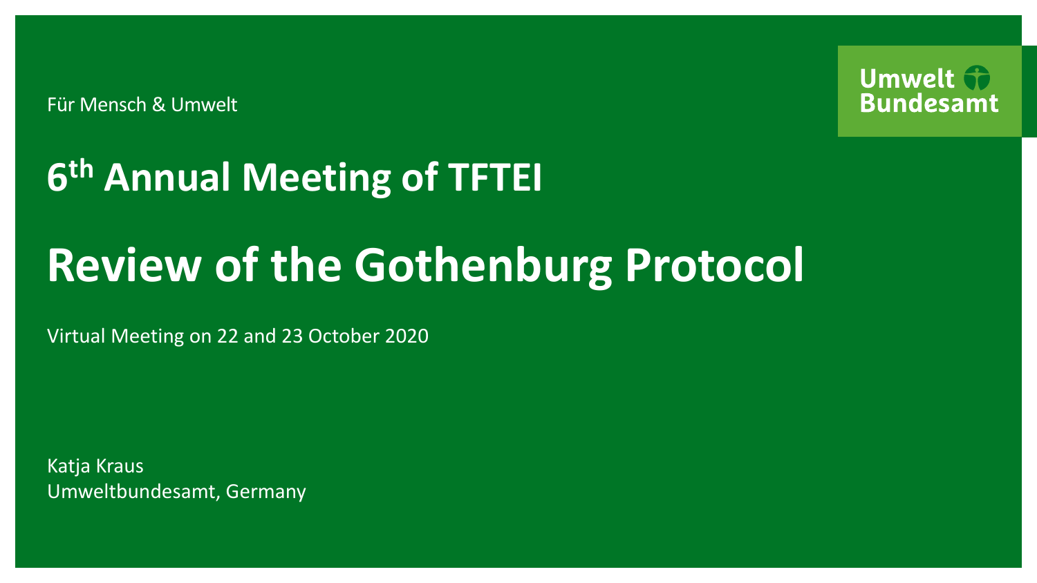Für Mensch & Umwelt

Umwelt Bundesamt

## 6th Annual Meeting of TFTEI

# Review of the Gothenburg Protocol

Virtual Meeting on 22 and 23 October 2020

Katja Kraus
Umweltbundesamt, Germany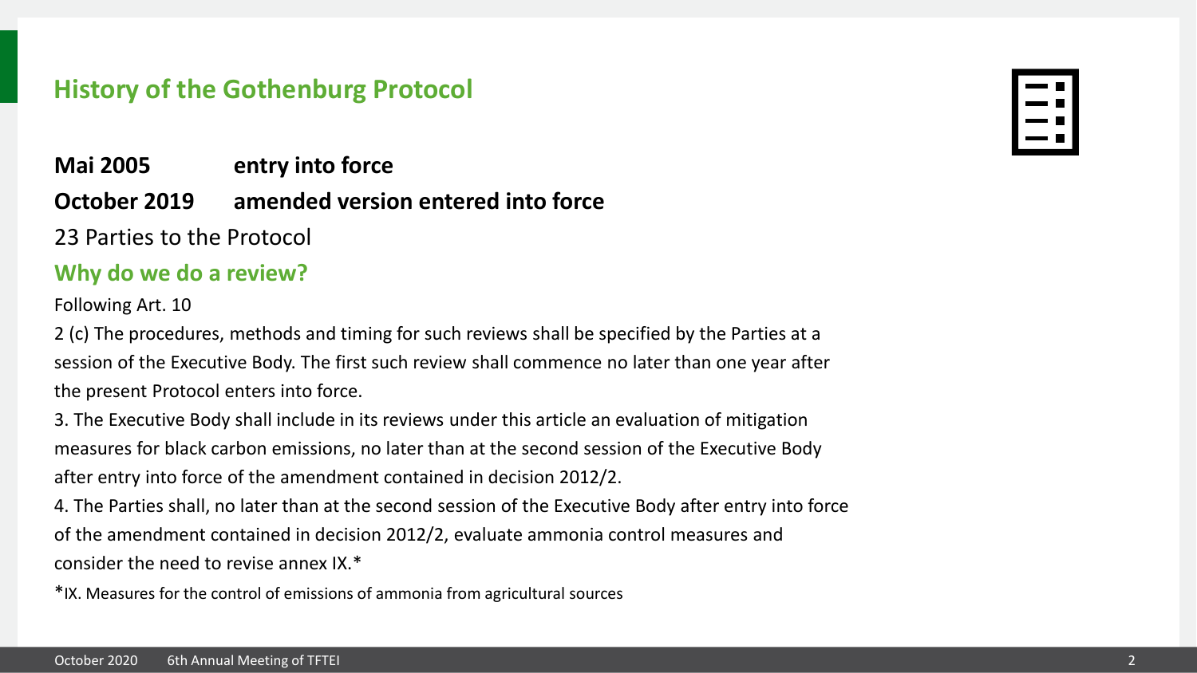## History of the Gothenburg Protocol

**Mai 2005** **entry into force**

**October 2019** **amended version entered into force**

23 Parties to the Protocol

### Why do we do a review?

Following Art. 10

2 (c) The procedures, methods and timing for such reviews shall be specified by the Parties at a session of the Executive Body. The first such review shall commence no later than one year after the present Protocol enters into force.

3. The Executive Body shall include in its reviews under this article an evaluation of mitigation measures for black carbon emissions, no later than at the second session of the Executive Body after entry into force of the amendment contained in decision 2012/2.

4. The Parties shall, no later than at the second session of the Executive Body after entry into force of the amendment contained in decision 2012/2, evaluate ammonia control measures and consider the need to revise annex IX.*

*IX. Measures for the control of emissions of ammonia from agricultural sources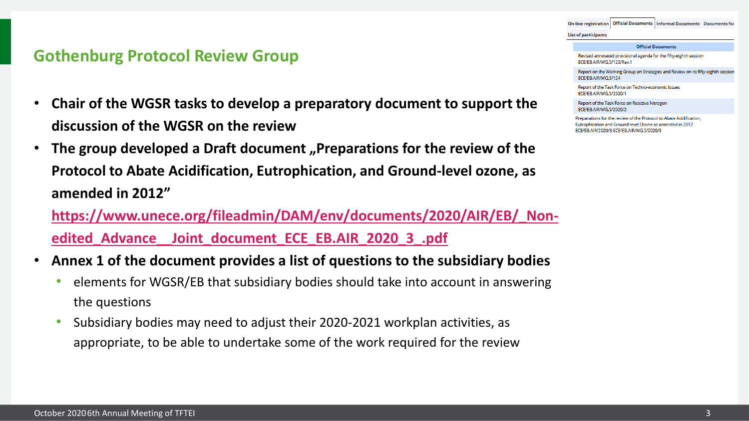## Gothenburg Protocol Review Group

- **Chair of the WGSR tasks to develop a preparatory document to support the discussion of the WGSR on the review**
- **The group developed a Draft document „Preparations for the review of the Protocol to Abate Acidification, Eutrophication, and Ground-level ozone, as amended in 2012"**

  **https://www.unece.org/fileadmin/DAM/env/documents/2020/AIR/EB/_Non-edited_Advance__Joint_document_ECE_EB.AIR_2020_3_.pdf**
- **Annex 1 of the document provides a list of questions to the subsidiary bodies**
  - elements for WGSR/EB that subsidiary bodies should take into account in answering the questions
  - Subsidiary bodies may need to adjust their 2020-2021 workplan activities, as appropriate, to be able to undertake some of the work required for the review

On-line registration | Official Documents | Informal Documents | Documents for

List of participants

| Official Documents |
| --- |
| Revised annotated provisional agenda for the fifty-eighth session ECE/EB.AIR/WG.5/123/Rev.1 |
| Report on the Working Group on Strategies and Review on its fifty-eighth session ECE/EB.AIR/WG.5/124 |
| Report of the Task Force on Techno-economic Issues ECE/EB.AIR/WG.5/2020/1 |
| Report of the Task Force on Reactive Nitrogen ECE/EB.AIR/WG.5/2020/2 |
| Preparations for the review of the Protocol to Abate Acidification, Eutrophication and Ground-level Ozone as amended in 2012 ECE/EB.AIR/2020/3-ECE/EB.AIR/WG.5/2020/3 |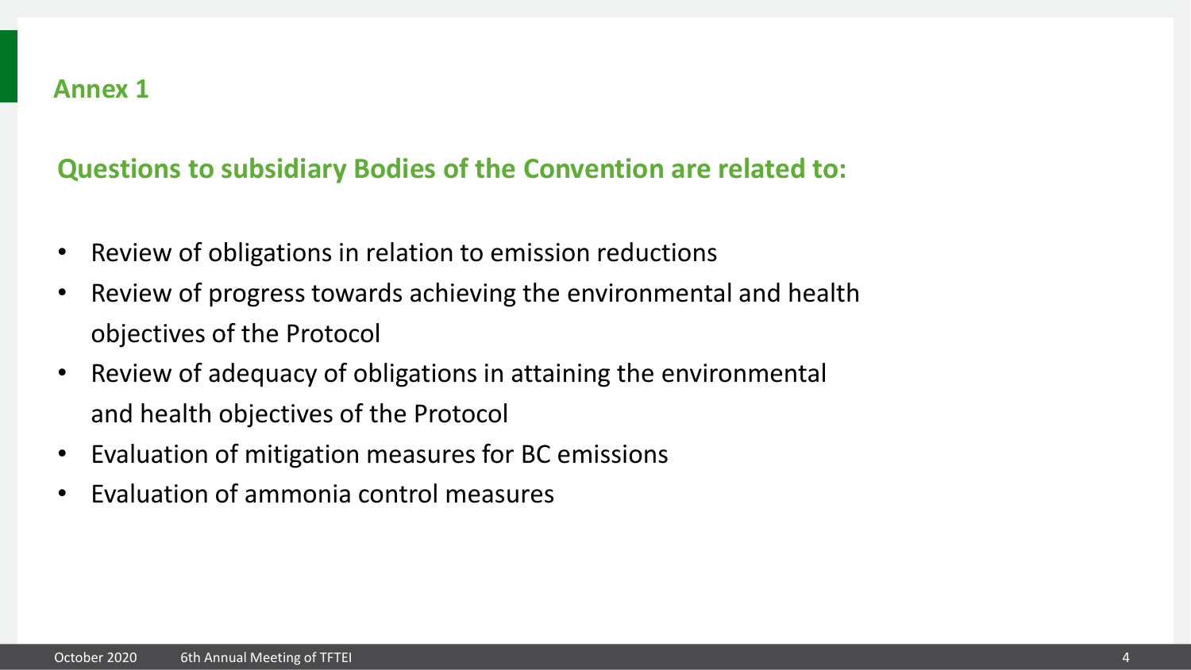## Annex 1

### Questions to subsidiary Bodies of the Convention are related to:

- Review of obligations in relation to emission reductions
- Review of progress towards achieving the environmental and health objectives of the Protocol
- Review of adequacy of obligations in attaining the environmental and health objectives of the Protocol
- Evaluation of mitigation measures for BC emissions
- Evaluation of ammonia control measures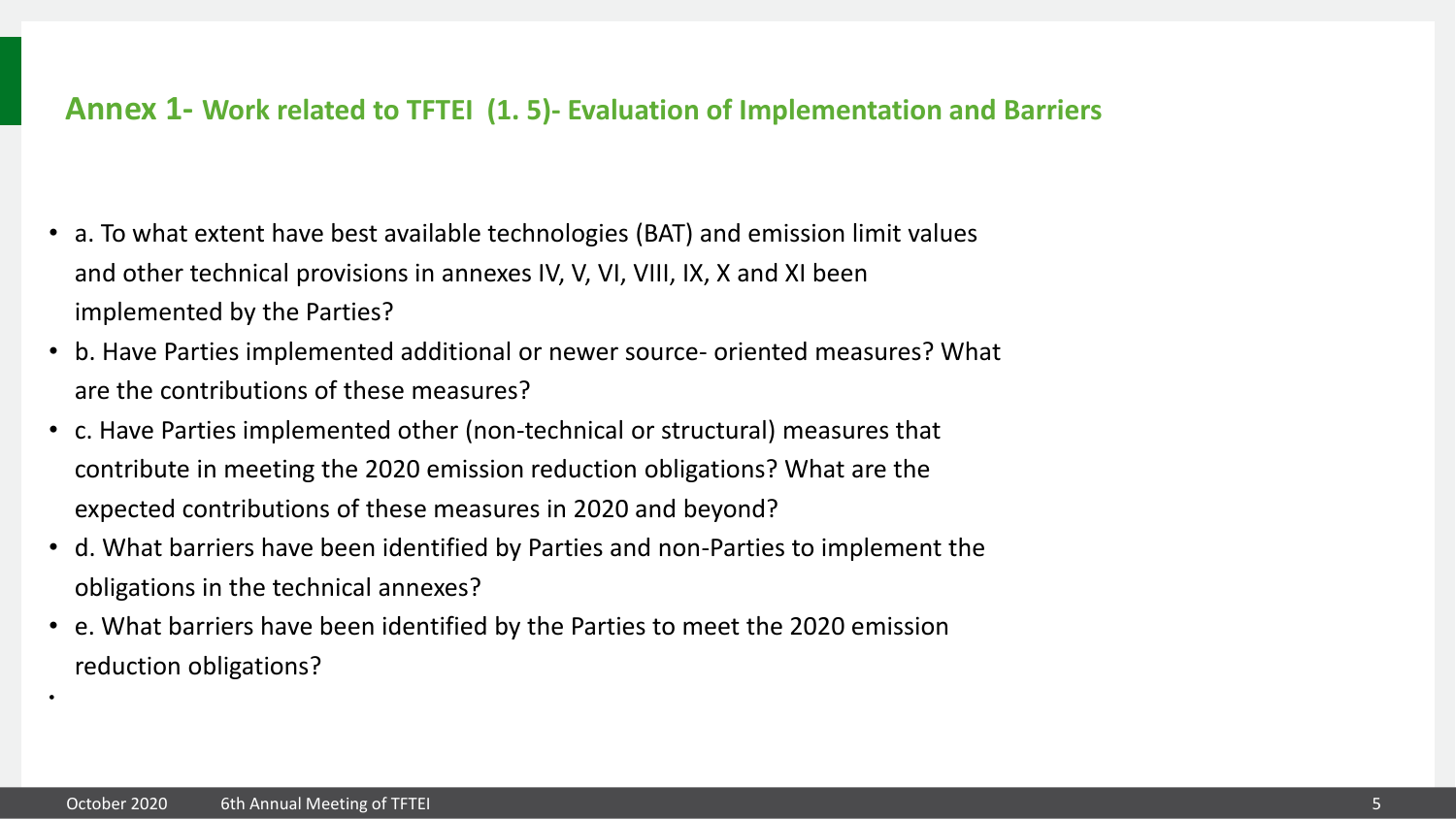## **Annex 1-** Work related to TFTEI (1. 5)- Evaluation of Implementation and Barriers

- a. To what extent have best available technologies (BAT) and emission limit values and other technical provisions in annexes IV, V, VI, VIII, IX, X and XI been implemented by the Parties?
- b. Have Parties implemented additional or newer source- oriented measures? What are the contributions of these measures?
- c. Have Parties implemented other (non-technical or structural) measures that contribute in meeting the 2020 emission reduction obligations? What are the expected contributions of these measures in 2020 and beyond?
- d. What barriers have been identified by Parties and non-Parties to implement the obligations in the technical annexes?
- e. What barriers have been identified by the Parties to meet the 2020 emission reduction obligations?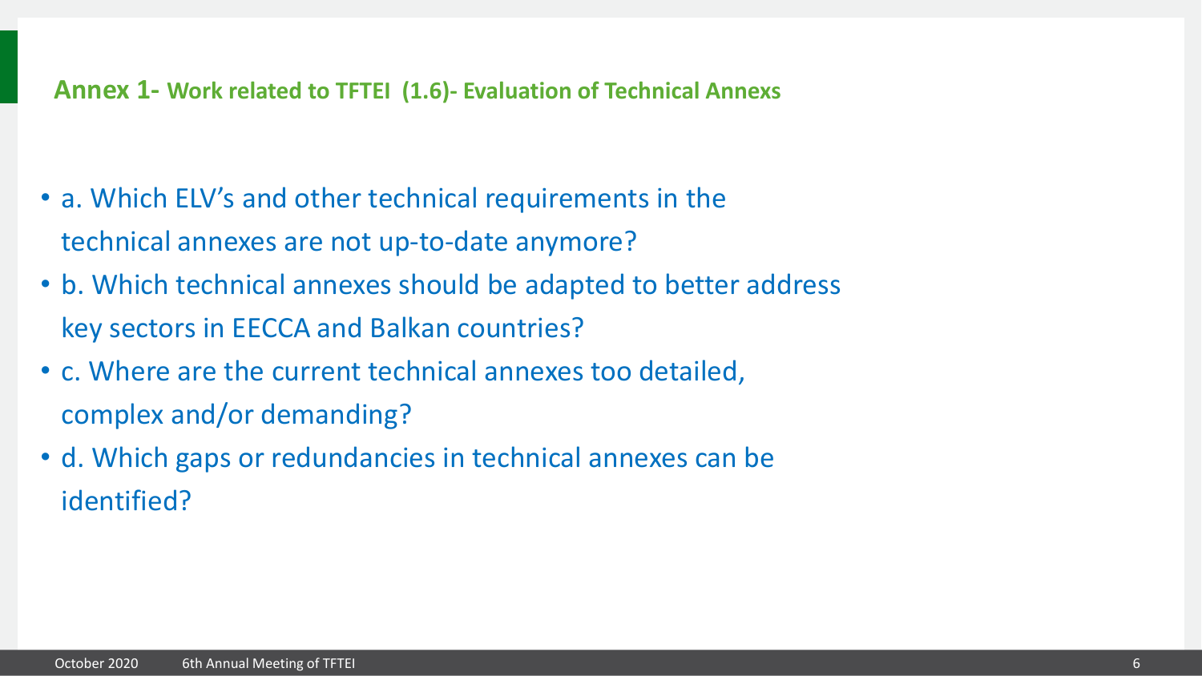## **Annex 1-** Work related to TFTEI (1.6)- Evaluation of Technical Annexes

- a. Which ELV's and other technical requirements in the technical annexes are not up-to-date anymore?
- b. Which technical annexes should be adapted to better address key sectors in EECCA and Balkan countries?
- c. Where are the current technical annexes too detailed, complex and/or demanding?
- d. Which gaps or redundancies in technical annexes can be identified?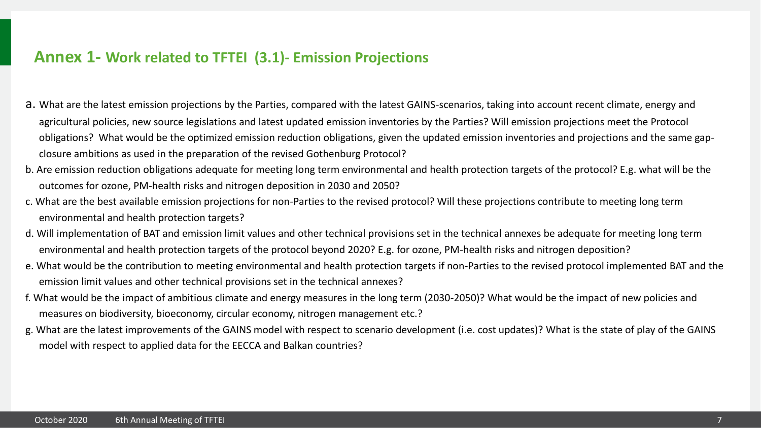## Annex 1- Work related to TFTEI (3.1)- Emission Projections

a. What are the latest emission projections by the Parties, compared with the latest GAINS-scenarios, taking into account recent climate, energy and agricultural policies, new source legislations and latest updated emission inventories by the Parties? Will emission projections meet the Protocol obligations? What would be the optimized emission reduction obligations, given the updated emission inventories and projections and the same gap-closure ambitions as used in the preparation of the revised Gothenburg Protocol?

b. Are emission reduction obligations adequate for meeting long term environmental and health protection targets of the protocol? E.g. what will be the outcomes for ozone, PM-health risks and nitrogen deposition in 2030 and 2050?

c. What are the best available emission projections for non-Parties to the revised protocol? Will these projections contribute to meeting long term environmental and health protection targets?

d. Will implementation of BAT and emission limit values and other technical provisions set in the technical annexes be adequate for meeting long term environmental and health protection targets of the protocol beyond 2020? E.g. for ozone, PM-health risks and nitrogen deposition?

e. What would be the contribution to meeting environmental and health protection targets if non-Parties to the revised protocol implemented BAT and the emission limit values and other technical provisions set in the technical annexes?

f. What would be the impact of ambitious climate and energy measures in the long term (2030-2050)? What would be the impact of new policies and measures on biodiversity, bioeconomy, circular economy, nitrogen management etc.?

g. What are the latest improvements of the GAINS model with respect to scenario development (i.e. cost updates)? What is the state of play of the GAINS model with respect to applied data for the EECCA and Balkan countries?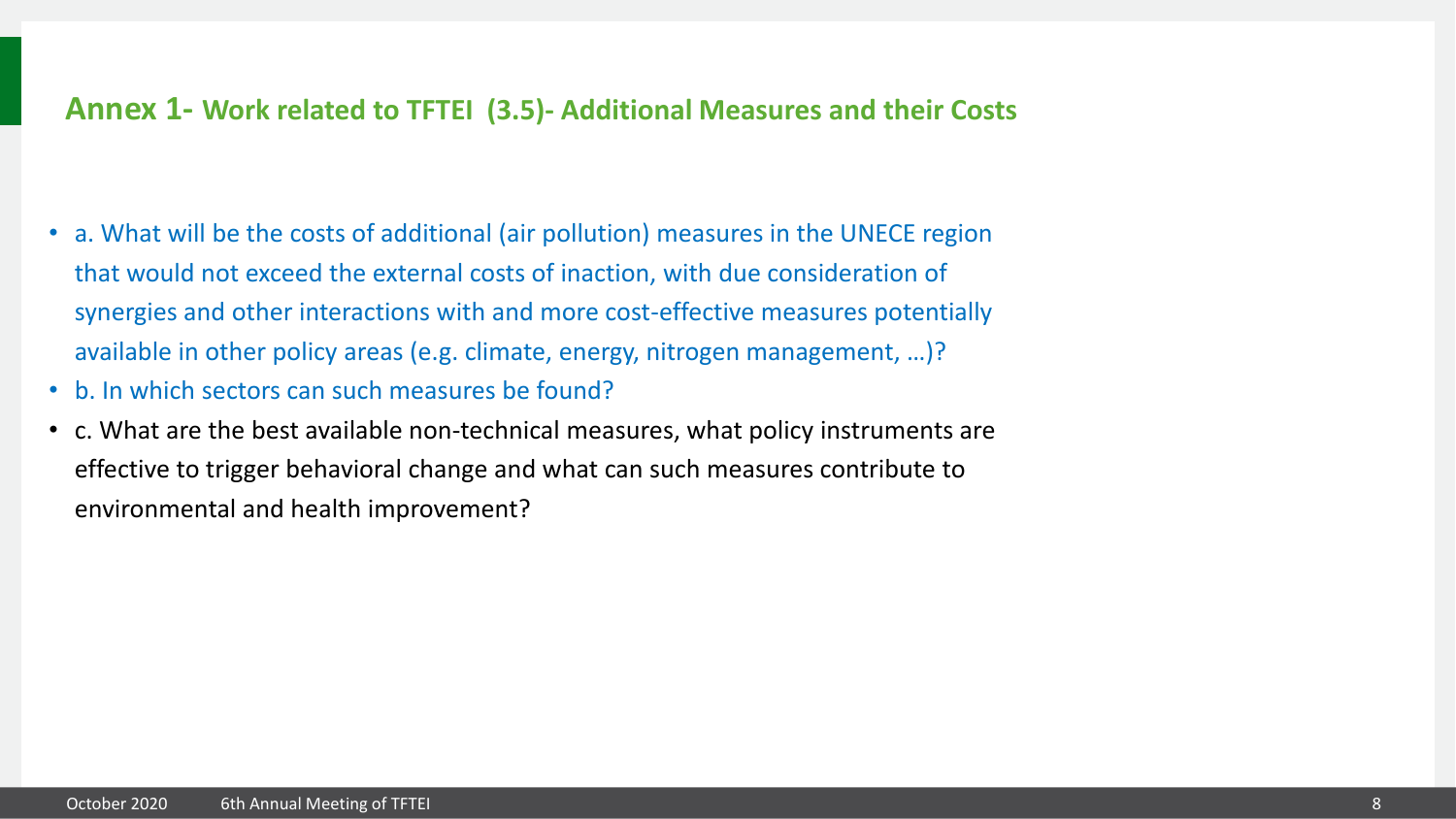## Annex 1- Work related to TFTEI (3.5)- Additional Measures and their Costs

- a. What will be the costs of additional (air pollution) measures in the UNECE region that would not exceed the external costs of inaction, with due consideration of synergies and other interactions with and more cost-effective measures potentially available in other policy areas (e.g. climate, energy, nitrogen management, …)?
- b. In which sectors can such measures be found?
- c. What are the best available non-technical measures, what policy instruments are effective to trigger behavioral change and what can such measures contribute to environmental and health improvement?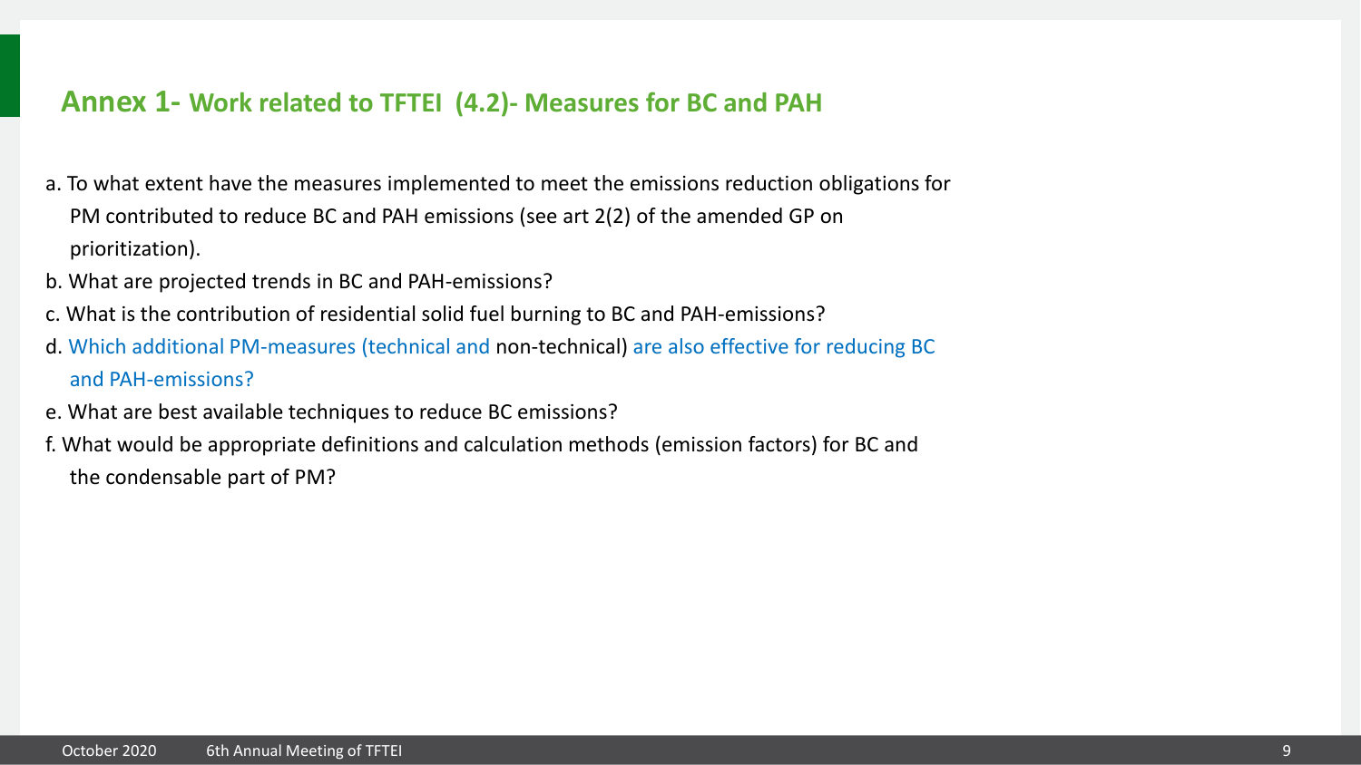## Annex 1- Work related to TFTEI (4.2)- Measures for BC and PAH

a. To what extent have the measures implemented to meet the emissions reduction obligations for PM contributed to reduce BC and PAH emissions (see art 2(2) of the amended GP on prioritization).

b. What are projected trends in BC and PAH-emissions?

c. What is the contribution of residential solid fuel burning to BC and PAH-emissions?

d. Which additional PM-measures (technical and non-technical) are also effective for reducing BC and PAH-emissions?

e. What are best available techniques to reduce BC emissions?

f. What would be appropriate definitions and calculation methods (emission factors) for BC and the condensable part of PM?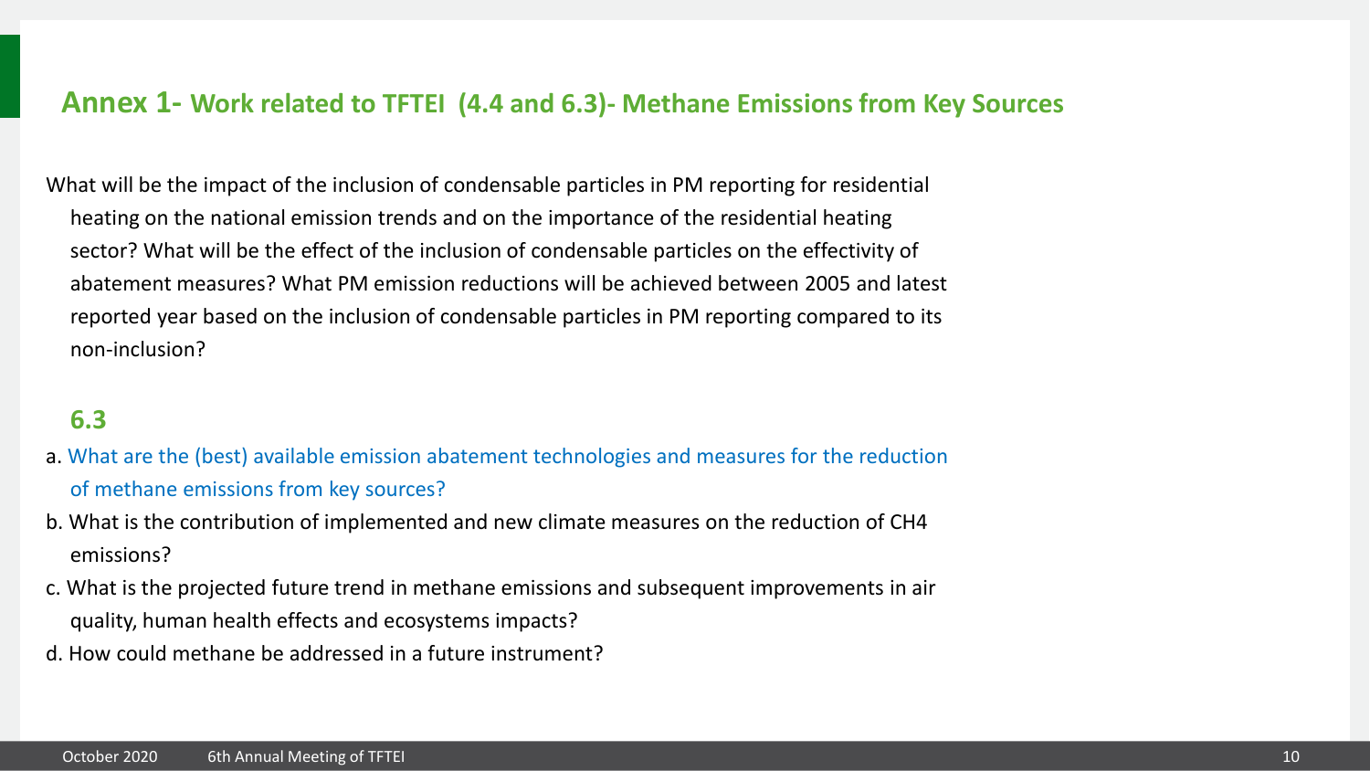## **Annex 1-** Work related to TFTEI (4.4 and 6.3)- Methane Emissions from Key Sources

What will be the impact of the inclusion of condensable particles in PM reporting for residential heating on the national emission trends and on the importance of the residential heating sector? What will be the effect of the inclusion of condensable particles on the effectivity of abatement measures? What PM emission reductions will be achieved between 2005 and latest reported year based on the inclusion of condensable particles in PM reporting compared to its non-inclusion?

### 6.3

a. What are the (best) available emission abatement technologies and measures for the reduction of methane emissions from key sources?

b. What is the contribution of implemented and new climate measures on the reduction of $CH_4$ emissions?

c. What is the projected future trend in methane emissions and subsequent improvements in air quality, human health effects and ecosystems impacts?

d. How could methane be addressed in a future instrument?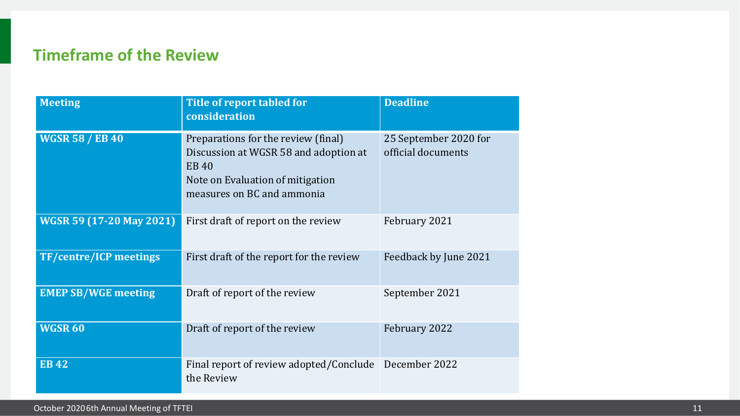## Timeframe of the Review

| Meeting | Title of report tabled for consideration | Deadline |
| --- | --- | --- |
| **WGSR 58 / EB 40** | Preparations for the review (final) Discussion at WGSR 58 and adoption at EB 40<br>Note on Evaluation of mitigation measures on BC and ammonia | 25 September 2020 for official documents |
| **WGSR 59 (17-20 May 2021)** | First draft of report on the review | February 2021 |
| **TF/centre/ICP meetings** | First draft of the report for the review | Feedback by June 2021 |
| **EMEP SB/WGE meeting** | Draft of report of the review | September 2021 |
| **WGSR 60** | Draft of report of the review | February 2022 |
| **EB 42** | Final report of review adopted/Conclude the Review | December 2022 |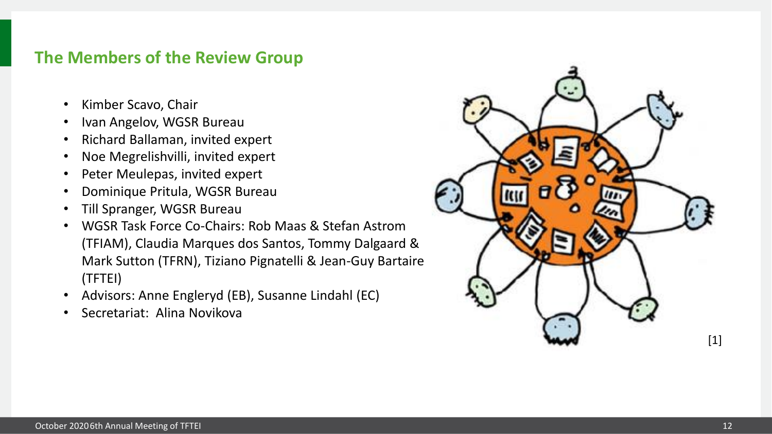## The Members of the Review Group

- Kimber Scavo, Chair
- Ivan Angelov, WGSR Bureau
- Richard Ballaman, invited expert
- Noe Megrelishvilli, invited expert
- Peter Meulepas, invited expert
- Dominique Pritula, WGSR Bureau
- Till Spranger, WGSR Bureau
- WGSR Task Force Co-Chairs: Rob Maas & Stefan Astrom (TFIAM), Claudia Marques dos Santos, Tommy Dalgaard & Mark Sutton (TFRN), Tiziano Pignatelli & Jean-Guy Bartaire (TFTEI)
- Advisors: Anne Engleryd (EB), Susanne Lindahl (EC)
- Secretariat: Alina Novikova

[1]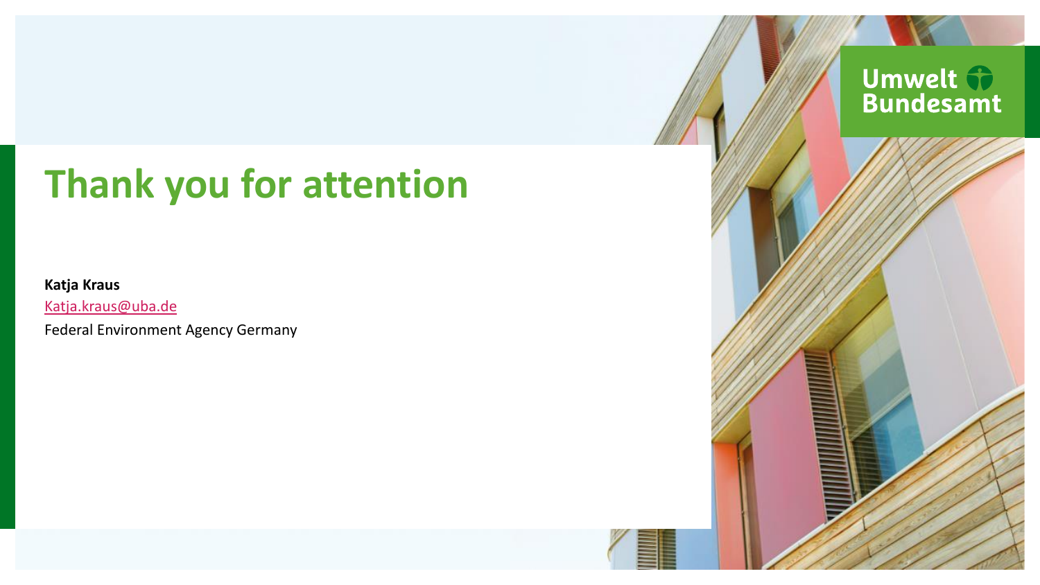Umwelt Bundesamt

# Thank you for attention

**Katja Kraus**

Katja.kraus@uba.de

Federal Environment Agency Germany